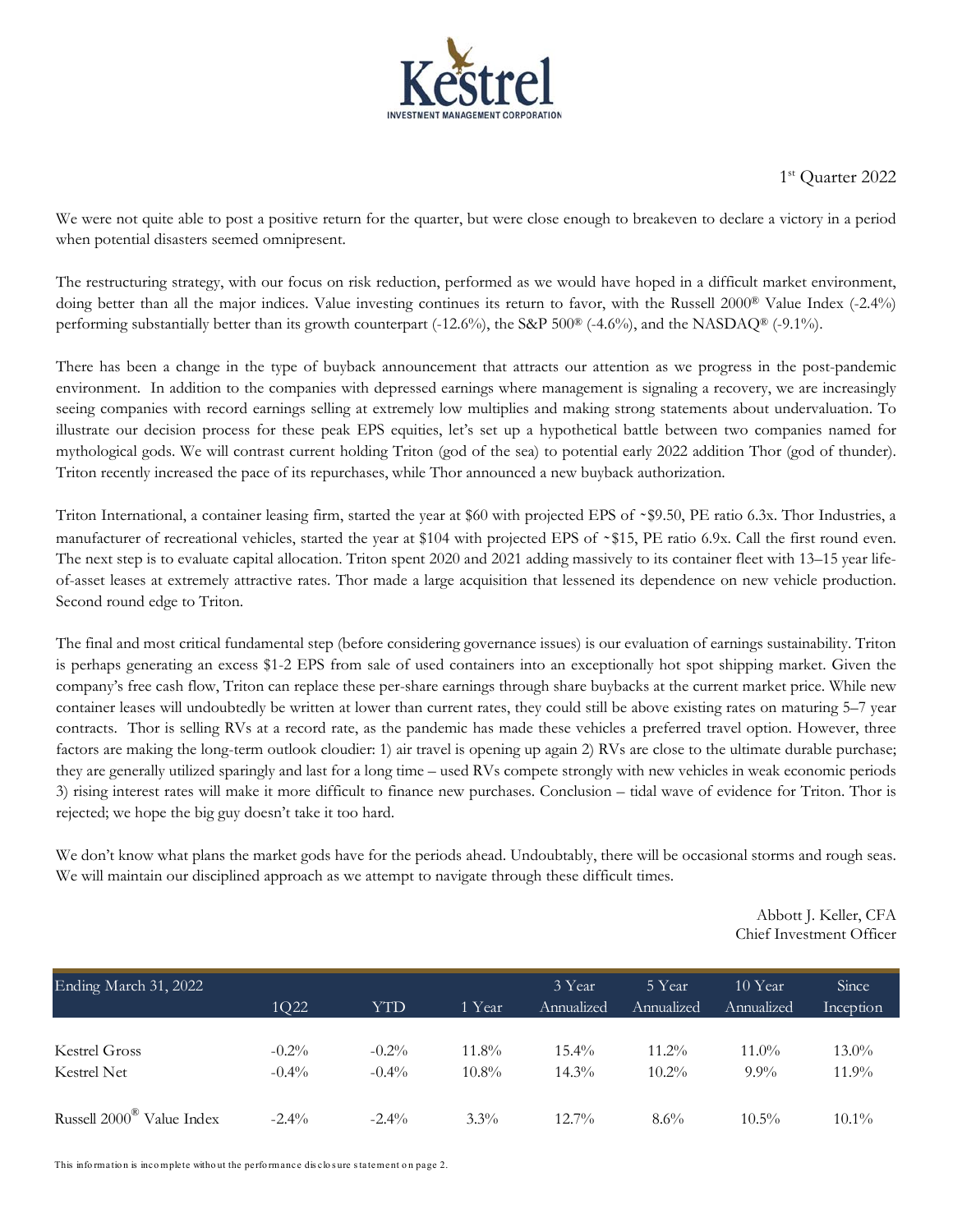# Kestrel

INVESTMENT MANAGEMENT CORPORATION

1st Quarter 2022

We were not quite able to post a positive return for the quarter, but were close enough to breakeven to declare a victory in a period when potential disasters seemed omnipresent.

The restructuring strategy, with our focus on risk reduction, performed as we would have hoped in a difficult market environment, doing better than all the major indices. Value investing continues its return to favor, with the Russell 2000® Value Index (-2.4%) performing substantially better than its growth counterpart (-12.6%), the S&P 500® (-4.6%), and the NASDAQ® (-9.1%).

There has been a change in the type of buyback announcement that attracts our attention as we progress in the post-pandemic environment. In addition to the companies with depressed earnings where management is signaling a recovery, we are increasingly seeing companies with record earnings selling at extremely low multiples and making strong statements about undervaluation. To illustrate our decision process for these peak EPS equities, let's set up a hypothetical battle between two companies named for mythological gods. We will contrast current holding Triton (god of the sea) to potential early 2022 addition Thor (god of thunder). Triton recently increased the pace of its repurchases, while Thor announced a new buyback authorization.

Triton International, a container leasing firm, started the year at $60 with projected EPS of ~$9.50, PE ratio 6.3x. Thor Industries, a manufacturer of recreational vehicles, started the year at $104 with projected EPS of ~$15, PE ratio 6.9x. Call the first round even. The next step is to evaluate capital allocation. Triton spent 2020 and 2021 adding massively to its container fleet with 13–15 year life-of-asset leases at extremely attractive rates. Thor made a large acquisition that lessened its dependence on new vehicle production. Second round edge to Triton.

The final and most critical fundamental step (before considering governance issues) is our evaluation of earnings sustainability. Triton is perhaps generating an excess $1-2 EPS from sale of used containers into an exceptionally hot spot shipping market. Given the company's free cash flow, Triton can replace these per-share earnings through share buybacks at the current market price. While new container leases will undoubtedly be written at lower than current rates, they could still be above existing rates on maturing 5–7 year contracts. Thor is selling RVs at a record rate, as the pandemic has made these vehicles a preferred travel option. However, three factors are making the long-term outlook cloudier: 1) air travel is opening up again 2) RVs are close to the ultimate durable purchase; they are generally utilized sparingly and last for a long time – used RVs compete strongly with new vehicles in weak economic periods 3) rising interest rates will make it more difficult to finance new purchases. Conclusion – tidal wave of evidence for Triton. Thor is rejected; we hope the big guy doesn't take it too hard.

We don't know what plans the market gods have for the periods ahead. Undoubtably, there will be occasional storms and rough seas. We will maintain our disciplined approach as we attempt to navigate through these difficult times.

Abbott J. Keller, CFA
Chief Investment Officer

| Ending March 31, 2022 | 1Q22 | YTD | 1 Year | 3 Year Annualized | 5 Year Annualized | 10 Year Annualized | Since Inception |
|---|---|---|---|---|---|---|---|
| Kestrel Gross | -0.2% | -0.2% | 11.8% | 15.4% | 11.2% | 11.0% | 13.0% |
| Kestrel Net | -0.4% | -0.4% | 10.8% | 14.3% | 10.2% | 9.9% | 11.9% |
| Russell 2000® Value Index | -2.4% | -2.4% | 3.3% | 12.7% | 8.6% | 10.5% | 10.1% |

This information is incomplete without the performance disclosure statement on page 2.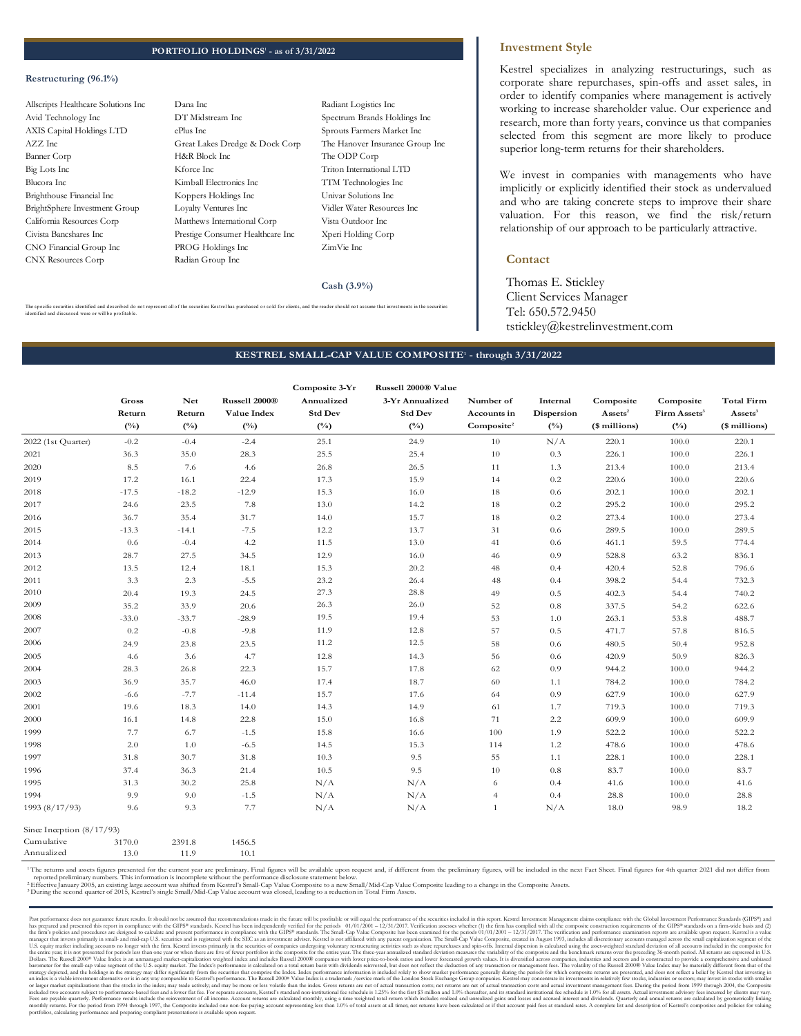## PORTFOLIO HOLDINGS[1] - as of 3/31/2022

### Restructuring (96.1%)

Allscripts Healthcare Solutions Inc
Avid Technology Inc
AXIS Capital Holdings LTD
AZZ Inc
Banner Corp
Big Lots Inc
Blucora Inc
Brighthouse Financial Inc
BrightSphere Investment Group
California Resources Corp
Civista Bancshares Inc
CNO Financial Group Inc
CNX Resources Corp
Dana Inc
DT Midstream Inc
ePlus Inc
Great Lakes Dredge & Dock Corp
H&R Block Inc
Kforce Inc
Kimball Electronics Inc
Koppers Holdings Inc
Loyalty Ventures Inc
Matthews International Corp
Prestige Consumer Healthcare Inc
PROG Holdings Inc
Radian Group Inc
Radiant Logistics Inc
Spectrum Brands Holdings Inc
Sprouts Farmers Market Inc
The Hanover Insurance Group Inc
The ODP Corp
Triton International LTD
TTM Technologies Inc
Univar Solutions Inc
Vidler Water Resources Inc
Vista Outdoor Inc
Xperi Holding Corp
ZimVie Inc

### Cash (3.9%)

The specific securities identified and described do not represent all of the securities Kestrel has purchased or sold for clients, and the reader should not assume that investments in the securities identified and discussed were or will be profitable.

## Investment Style

Kestrel specializes in analyzing restructurings, such as corporate share repurchases, spin-offs and asset sales, in order to identify companies where management is actively working to increase shareholder value. Our experience and research, more than forty years, convince us that companies selected from this segment are more likely to produce superior long-term returns for their shareholders.

We invest in companies with managements who have implicitly or explicitly identified their stock as undervalued and who are taking concrete steps to improve their share valuation. For this reason, we find the risk/return relationship of our approach to be particularly attractive.

## Contact

Thomas E. Stickley
Client Services Manager
Tel: 650.572.9450
tstickley@kestrelinvestment.com

## KESTREL SMALL-CAP VALUE COMPOSITE[1] - through 3/31/2022

| | Gross Return (%) | Net Return (%) | Russell 2000® Value Index | Composite 3-Yr Annualized Std Dev (%) | Russell 2000® Value 3-Yr Annualized Std Dev (%) | Number of Accounts in Composite[2] | Internal Dispersion (%) | Composite Assets[2] ($ millions) | Composite Firm Assets[3] (%) | Total Firm Assets[3] ($ millions) |
|---|---|---|---|---|---|---|---|---|---|---|
| 2022 (1st Quarter) | -0.2 | -0.4 | -2.4 | 25.1 | 24.9 | 10 | N/A | 220.1 | 100.0 | 220.1 |
| 2021 | 36.3 | 35.0 | 28.3 | 25.5 | 25.4 | 10 | 0.3 | 226.1 | 100.0 | 226.1 |
| 2020 | 8.5 | 7.6 | 4.6 | 26.8 | 26.5 | 11 | 1.3 | 213.4 | 100.0 | 213.4 |
| 2019 | 17.2 | 16.1 | 22.4 | 17.3 | 15.9 | 14 | 0.2 | 220.6 | 100.0 | 220.6 |
| 2018 | -17.5 | -18.2 | -12.9 | 15.3 | 16.0 | 18 | 0.6 | 202.1 | 100.0 | 202.1 |
| 2017 | 24.6 | 23.5 | 7.8 | 13.0 | 14.2 | 18 | 0.2 | 295.2 | 100.0 | 295.2 |
| 2016 | 36.7 | 35.4 | 31.7 | 14.0 | 15.7 | 18 | 0.2 | 273.4 | 100.0 | 273.4 |
| 2015 | -13.3 | -14.1 | -7.5 | 12.2 | 13.7 | 31 | 0.6 | 289.5 | 100.0 | 289.5 |
| 2014 | 0.6 | -0.4 | 4.2 | 11.5 | 13.0 | 41 | 0.6 | 461.1 | 59.5 | 774.4 |
| 2013 | 28.7 | 27.5 | 34.5 | 12.9 | 16.0 | 46 | 0.9 | 528.8 | 63.2 | 836.1 |
| 2012 | 13.5 | 12.4 | 18.1 | 15.3 | 20.2 | 48 | 0.4 | 420.4 | 52.8 | 796.6 |
| 2011 | 3.3 | 2.3 | -5.5 | 23.2 | 26.4 | 48 | 0.4 | 398.2 | 54.4 | 732.3 |
| 2010 | 20.4 | 19.3 | 24.5 | 27.3 | 28.8 | 49 | 0.5 | 402.3 | 54.4 | 740.2 |
| 2009 | 35.2 | 33.9 | 20.6 | 26.3 | 26.0 | 52 | 0.8 | 337.5 | 54.2 | 622.6 |
| 2008 | -33.0 | -33.7 | -28.9 | 19.5 | 19.4 | 53 | 1.0 | 263.1 | 53.8 | 488.7 |
| 2007 | 0.2 | -0.8 | -9.8 | 11.9 | 12.8 | 57 | 0.5 | 471.7 | 57.8 | 816.5 |
| 2006 | 24.9 | 23.8 | 23.5 | 11.2 | 12.5 | 58 | 0.6 | 480.5 | 50.4 | 952.8 |
| 2005 | 4.6 | 3.6 | 4.7 | 12.8 | 14.3 | 56 | 0.6 | 420.9 | 50.9 | 826.3 |
| 2004 | 28.3 | 26.8 | 22.3 | 15.7 | 17.8 | 62 | 0.9 | 944.2 | 100.0 | 944.2 |
| 2003 | 36.9 | 35.7 | 46.0 | 17.4 | 18.7 | 60 | 1.1 | 784.2 | 100.0 | 784.2 |
| 2002 | -6.6 | -7.7 | -11.4 | 15.7 | 17.6 | 64 | 0.9 | 627.9 | 100.0 | 627.9 |
| 2001 | 19.6 | 18.3 | 14.0 | 14.3 | 14.9 | 61 | 1.7 | 719.3 | 100.0 | 719.3 |
| 2000 | 16.1 | 14.8 | 22.8 | 15.0 | 16.8 | 71 | 2.2 | 609.9 | 100.0 | 609.9 |
| 1999 | 7.7 | 6.7 | -1.5 | 15.8 | 16.6 | 100 | 1.9 | 522.2 | 100.0 | 522.2 |
| 1998 | 2.0 | 1.0 | -6.5 | 14.5 | 15.3 | 114 | 1.2 | 478.6 | 100.0 | 478.6 |
| 1997 | 31.8 | 30.7 | 31.8 | 10.3 | 9.5 | 55 | 1.1 | 228.1 | 100.0 | 228.1 |
| 1996 | 37.4 | 36.3 | 21.4 | 10.5 | 9.5 | 10 | 0.8 | 83.7 | 100.0 | 83.7 |
| 1995 | 31.3 | 30.2 | 25.8 | N/A | N/A | 6 | 0.4 | 41.6 | 100.0 | 41.6 |
| 1994 | 9.9 | 9.0 | -1.5 | N/A | N/A | 4 | 0.4 | 28.8 | 100.0 | 28.8 |
| 1993 (8/17/93) | 9.6 | 9.3 | 7.7 | N/A | N/A | 1 | N/A | 18.0 | 98.9 | 18.2 |
| Since Inception (8/17/93) | | | | | | | | | | |
| Cumulative | 3170.0 | 2391.8 | 1456.5 | | | | | | | |
| Annualized | 13.0 | 11.9 | 10.1 | | | | | | | |

[1] The returns and assets figures presented for the current year are preliminary. Final figures will be available upon request and, if different from the preliminary figures, will be included in the next Fact Sheet. Final figures for 4th quarter 2021 did not differ from reported preliminary numbers. This information is incomplete without the performance disclosure statement below.
[2] Effective January 2005, an existing large account was shifted from Kestrel's Small-Cap Value Composite to a new Small/Mid-Cap Value Composite leading to a change in the Composite Assets.
[3] During the second quarter of 2015, Kestrel's single Small/Mid-Cap Value account was closed, leading to a reduction in Total Firm Assets.

Past performance does not guarantee future results. It should not be assumed that recommendations made in the future will be profitable or will equal the performance of the securities included in this report. Kestrel Investment Management claims compliance with the Global Investment Performance Standards (GIPS®) and has prepared and presented this report in compliance with the GIPS® standards. Kestrel has been independently verified for the periods 01/01/2001 – 12/31/2017. Verification assesses whether (1) the firm has complied with all the composite construction requirements of the GIPS® standards on a firm-wide basis and (2) the firm's policies and procedures are designed to calculate and present performance in compliance with the GIPS® standards. The Small-Cap Value Composite has been examined for the periods 01/01/2001 – 12/31/2017. The verification and performance examination reports are available upon request. Kestrel is a value manager that invests primarily in small- and mid-cap U.S. securities and is registered with the SEC as an investment adviser. Kestrel is not affiliated with any parent organization. The Small-Cap Value Composite, created in August 1993, includes all discretionary accounts managed across the small capitalization segment of the U.S. equity market including accounts no longer with the firm. Kestrel invests primarily in the securities of companies undergoing voluntary restructuring activities such as share repurchases and spin-offs. Internal dispersion is calculated using the asset-weighted standard deviation of all accounts included in the composite for the entire year; it is not presented for periods less than one year or when there are five of fewer portfolios in the composite for the entire year. The three-year annualized standard deviation measures the variability of the composite and the benchmark returns over the preceding 36-month period. All returns are expressed in U.S. Dollars. The Russell 2000® Value Index is an unmanaged market-capitalization weighted index and includes Russell 2000® companies with lower price-to-book ratios and lower forecasted growth values. It is diversified across companies, industries and sectors and is constructed to provide a comprehensive and unbiased barometer for the small-cap value segment of the U.S. equity market. The Index's performance is calculated on a total return basis with dividends reinvested, but does not reflect the deduction of any transaction or management fees. The volatility of the Russell 2000® Value Index may be materially different from that of the strategy depicted, and the holdings in the strategy may differ significantly from the securities that comprise the Index. Index performance information is included solely to show market performance generally during the periods for which composite returns are presented, and does not reflect a belief by Kestrel that investing in an index is a viable investment alternative or is in any way comparable to Kestrel's performance. The Russell 2000® Value Index is a trademark/service mark of the London Stock Exchange Group companies. Kestrel may concentrate its investments in relatively few stocks, industries or sectors; may invest in stocks with smaller or larger market capitalizations than the stocks in the index; may trade actively; and may be more or less volatile than the index. Gross returns are net of actual transaction costs; net returns are net of actual transaction costs and actual investment management fees. During the period from 1999 through 2004, the Composite included two accounts subject to performance-based fees and a lower flat fee. For separate accounts, Kestrel's standard non-institutional fee schedule is 1.25% for the first $3 million and 1.0% thereafter, and its standard institutional fee schedule is 1.0% for all assets. Actual investment advisory fees incurred by clients may vary. Fees are payable quarterly. Performance results include the reinvestment of all income. Account returns are calculated monthly, using a time weighted total return which includes realized and unrealized gains and losses and accrued interest and dividends. Quarterly and annual returns are calculated by geometrically linking monthly returns. For the period from 1994 through 1997, the Composite included one non-fee-paying account representing less than 1.0% of total assets at all times; net returns have been calculated as if that account paid fees at standard rates. A complete list and description of Kestrel's composites and policies for valuing portfolios, calculating performance and preparing compliant presentations is available upon request.